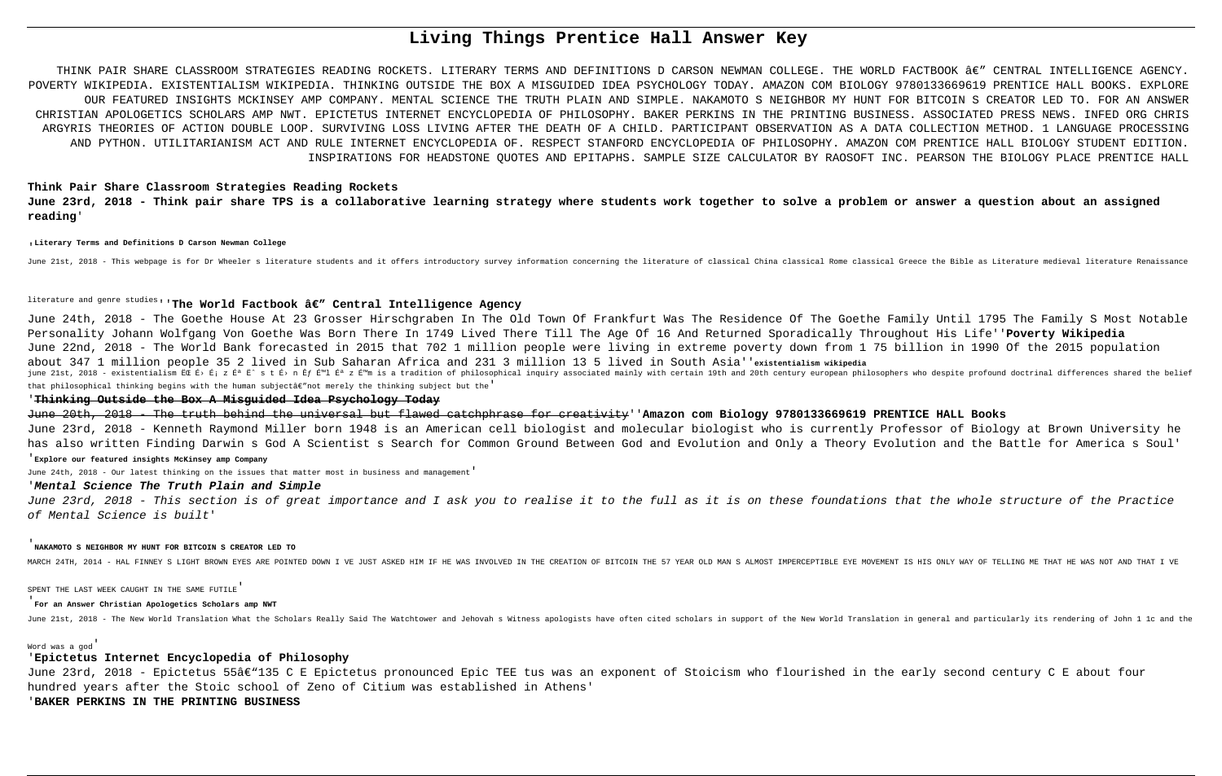# Living Things Prentice Hall Answer Key

THINK PAIR SHARE CLASSROOM STRATEGIES READING ROCKETS. LITERARY TERMS AND DEFINITIONS D CARSON NEWMAN COLLEGE. THE WORLD FACTBOOK â€" CENTRAL INTELLIGENCE AGENCY. POVERTY WIKIPEDIA. EXISTENTIALISM WIKIPEDIA. THINKING OUTSIDE THE BOX A MISGUIDED IDEA PSYCHOLOGY TODAY. AMAZON COM BIOLOGY 9780133669619 PRENTICE HALL BOOKS. EXPLORE OUR FEATURED INSIGHTS MCKINSEY AMP COMPANY. MENTAL SCIENCE THE TRUTH PLAIN AND SIMPLE. NAKAMOTO S NEIGHBOR MY HUNT FOR BITCOIN S CREATOR LED TO. FOR AN ANSWER CHRISTIAN APOLOGETICS SCHOLARS AMP NWT. EPICTETUS INTERNET ENCYCLOPEDIA OF PHILOSOPHY. BAKER PERKINS IN THE PRINTING BUSINESS. ASSOCIATED PRESS NEWS. INFED ORG CHRIS ARGYRIS THEORIES OF ACTION DOUBLE LOOP. SURVIVING LOSS LIVING AFTER THE DEATH OF A CHILD. PARTICIPANT OBSERVATION AS A DATA COLLECTION METHOD. 1 LANGUAGE PROCESSING AND PYTHON. UTILITARIANISM ACT AND RULE INTERNET ENCYCLOPEDIA OF. RESPECT STANFORD ENCYCLOPEDIA OF PHILOSOPHY. AMAZON COM PRENTICE HALL BIOLOGY STUDENT EDITION. INSPIRATIONS FOR HEADSTONE QUOTES AND EPITAPHS. SAMPLE SIZE CALCULATOR BY RAOSOFT INC. PEARSON THE BIOLOGY PLACE PRENTICE HALL

**Think Pair Share Classroom Strategies Reading Rockets**

**June 23rd, 2018 - Think pair share TPS is a collaborative learning strategy where students work together to solve a problem or answer a question about an assigned reading**'

'**Literary Terms and Definitions D Carson Newman College**

June 21st, 2018 - This webpage is for Dr Wheeler s literature students and it offers introductory survey information concerning the literature of classical China classical Rome classical Greece the Bible as Literature medieval literature Renaissance literature and genre studies''**The World Factbook â€" Central Intelligence Agency**

June 24th, 2018 - The Goethe House At 23 Grosser Hirschgraben In The Old Town Of Frankfurt Was The Residence Of The Goethe Family Until 1795 The Family S Most Notable Personality Johann Wolfgang Von Goethe Was Born There In 1749 Lived There Till The Age Of 16 And Returned Sporadically Throughout His Life''**Poverty Wikipedia**

June 22nd, 2018 - The World Bank forecasted in 2015 that 702 1 million people were living in extreme poverty down from 1 75 billion in 1990 Of the 2015 population about 347 1 million people 35 2 lived in Sub Saharan Africa and 231 3 million 13 5 lived in South Asia''**existentialism wikipedia**

june 21st, 2018 - existentialism ËŒ É› É¡ z Éª Ëˆ s t É› n Êƒ É™l Éª z É™m is a tradition of philosophical inquiry associated mainly with certain 19th and 20th century european philosophers who despite profound doctrinal differences shared the belief that philosophical thinking begins with the human subjectâ€"not merely the thinking subject but the'

'**Thinking Outside the Box A Misguided Idea Psychology Today**

June 20th, 2018 - The truth behind the universal but flawed catchphrase for creativity''**Amazon com Biology 9780133669619 PRENTICE HALL Books**

June 23rd, 2018 - Kenneth Raymond Miller born 1948 is an American cell biologist and molecular biologist who is currently Professor of Biology at Brown University he has also written Finding Darwin s God A Scientist s Search for Common Ground Between God and Evolution and Only a Theory Evolution and the Battle for America s Soul'

'**Explore our featured insights McKinsey amp Company**

June 24th, 2018 - Our latest thinking on the issues that matter most in business and management'

'***Mental Science The Truth Plain and Simple***

*June 23rd, 2018 - This section is of great importance and I ask you to realise it to the full as it is on these foundations that the whole structure of the Practice of Mental Science is built*'

'**NAKAMOTO S NEIGHBOR MY HUNT FOR BITCOIN S CREATOR LED TO**

MARCH 24TH, 2014 - HAL FINNEY S LIGHT BROWN EYES ARE POINTED DOWN I VE JUST ASKED HIM IF HE WAS INVOLVED IN THE CREATION OF BITCOIN THE 57 YEAR OLD MAN S ALMOST IMPERCEPTIBLE EYE MOVEMENT IS HIS ONLY WAY OF TELLING ME THAT HE WAS NOT AND THAT I VE SPENT THE LAST WEEK CAUGHT IN THE SAME FUTILE'

'**For an Answer Christian Apologetics Scholars amp NWT**

June 21st, 2018 - The New World Translation What the Scholars Really Said The Watchtower and Jehovah s Witness apologists have often cited scholars in support of the New World Translation in general and particularly its rendering of John 1 1c and the Word was a god'

'**Epictetus Internet Encyclopedia of Philosophy**

June 23rd, 2018 - Epictetus 55â€"135 C E Epictetus pronounced Epic TEE tus was an exponent of Stoicism who flourished in the early second century C E about four hundred years after the Stoic school of Zeno of Citium was established in Athens'

'**BAKER PERKINS IN THE PRINTING BUSINESS**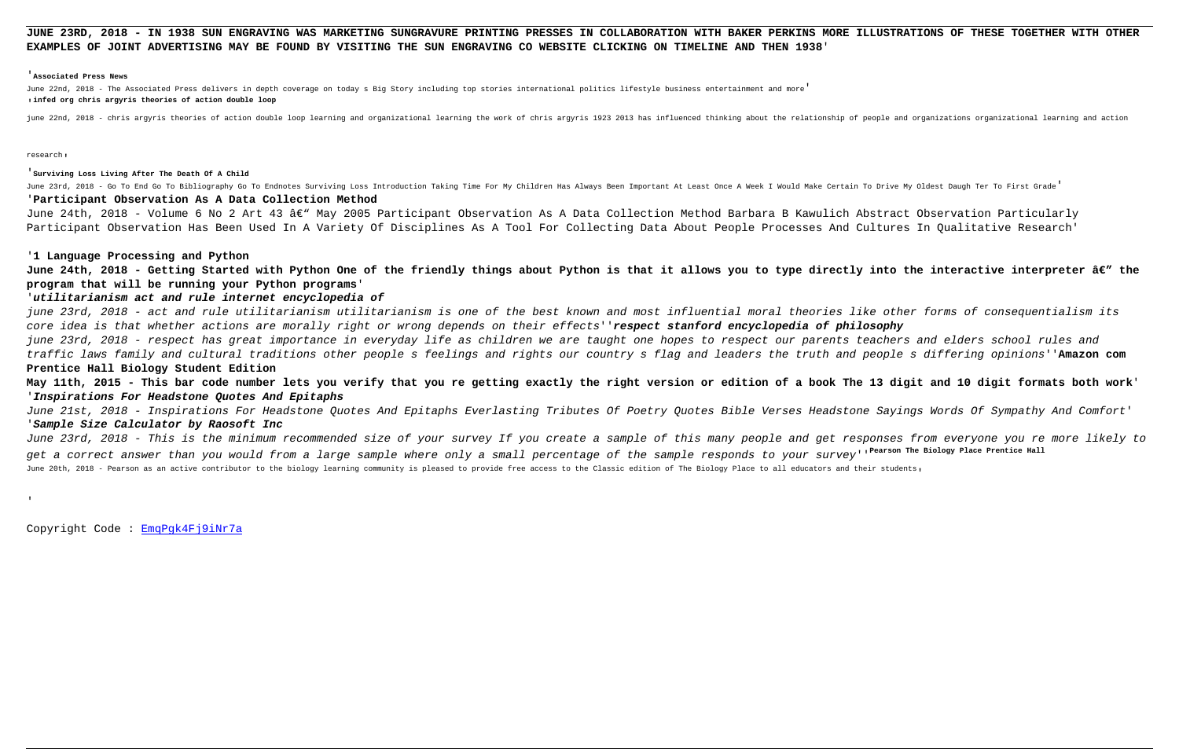**JUNE 23RD, 2018 - IN 1938 SUN ENGRAVING WAS MARKETING SUNGRAVURE PRINTING PRESSES IN COLLABORATION WITH BAKER PERKINS MORE ILLUSTRATIONS OF THESE TOGETHER WITH OTHER EXAMPLES OF JOINT ADVERTISING MAY BE FOUND BY VISITING THE SUN ENGRAVING CO WEBSITE CLICKING ON TIMELINE AND THEN 1938**'

'**Associated Press News**

June 22nd, 2018 - The Associated Press delivers in depth coverage on today s Big Story including top stories international politics lifestyle business entertainment and more'

'**infed org chris argyris theories of action double loop**

june 22nd, 2018 - chris argyris theories of action double loop learning and organizational learning the work of chris argyris 1923 2013 has influenced thinking about the relationship of people and organizations organizational learning and action research'

'**Surviving Loss Living After The Death Of A Child**

June 23rd, 2018 - Go To End Go To Bibliography Go To Endnotes Surviving Loss Introduction Taking Time For My Children Has Always Been Important At Least Once A Week I Would Make Certain To Drive My Oldest Daugh Ter To First Grade'

'**Participant Observation As A Data Collection Method**

June 24th, 2018 - Volume 6 No 2 Art 43 â€" May 2005 Participant Observation As A Data Collection Method Barbara B Kawulich Abstract Observation Particularly Participant Observation Has Been Used In A Variety Of Disciplines As A Tool For Collecting Data About People Processes And Cultures In Qualitative Research'

'**1 Language Processing and Python**

**June 24th, 2018 - Getting Started with Python One of the friendly things about Python is that it allows you to type directly into the interactive interpreter â€" the program that will be running your Python programs**'

'***utilitarianism act and rule internet encyclopedia of***

*june 23rd, 2018 - act and rule utilitarianism utilitarianism is one of the best known and most influential moral theories like other forms of consequentialism its core idea is that whether actions are morally right or wrong depends on their effects*''***respect stanford encyclopedia of philosophy***

*june 23rd, 2018 - respect has great importance in everyday life as children we are taught one hopes to respect our parents teachers and elders school rules and traffic laws family and cultural traditions other people s feelings and rights our country s flag and leaders the truth and people s differing opinions*''**Amazon com Prentice Hall Biology Student Edition**

**May 11th, 2015 - This bar code number lets you verify that you re getting exactly the right version or edition of a book The 13 digit and 10 digit formats both work**'

'***Inspirations For Headstone Quotes And Epitaphs***

*June 21st, 2018 - Inspirations For Headstone Quotes And Epitaphs Everlasting Tributes Of Poetry Quotes Bible Verses Headstone Sayings Words Of Sympathy And Comfort*'

'***Sample Size Calculator by Raosoft Inc***

*June 23rd, 2018 - This is the minimum recommended size of your survey If you create a sample of this many people and get responses from everyone you re more likely to get a correct answer than you would from a large sample where only a small percentage of the sample responds to your survey*''**Pearson The Biology Place Prentice Hall**

June 20th, 2018 - Pearson as an active contributor to the biology learning community is pleased to provide free access to the Classic edition of The Biology Place to all educators and their students'

'

Copyright Code : EmqPgk4Fj9iNr7a